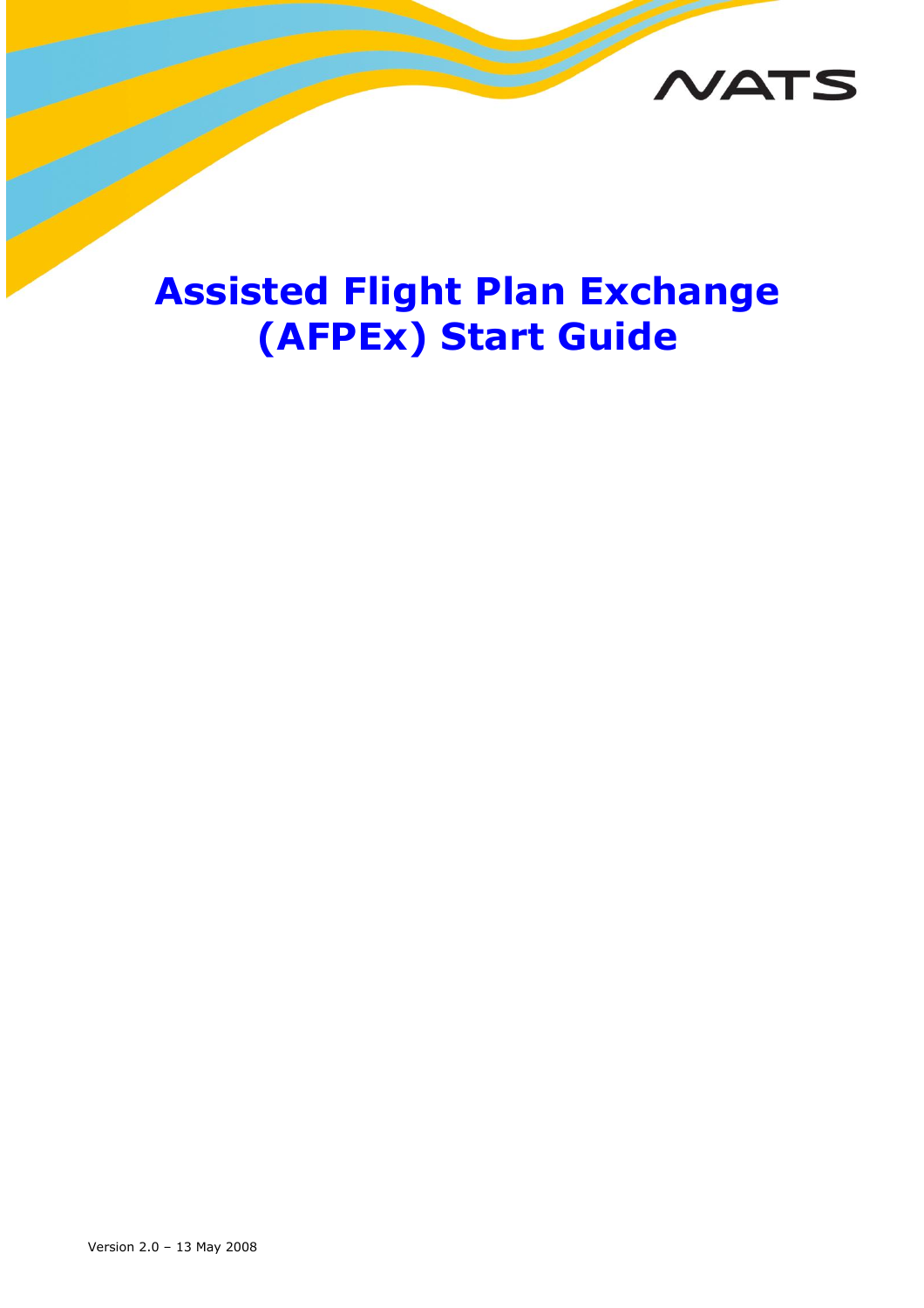NATS

# Assisted Flight Plan Exchange (AFPEx) Start Guide

Version 2.0 – 13 May 2008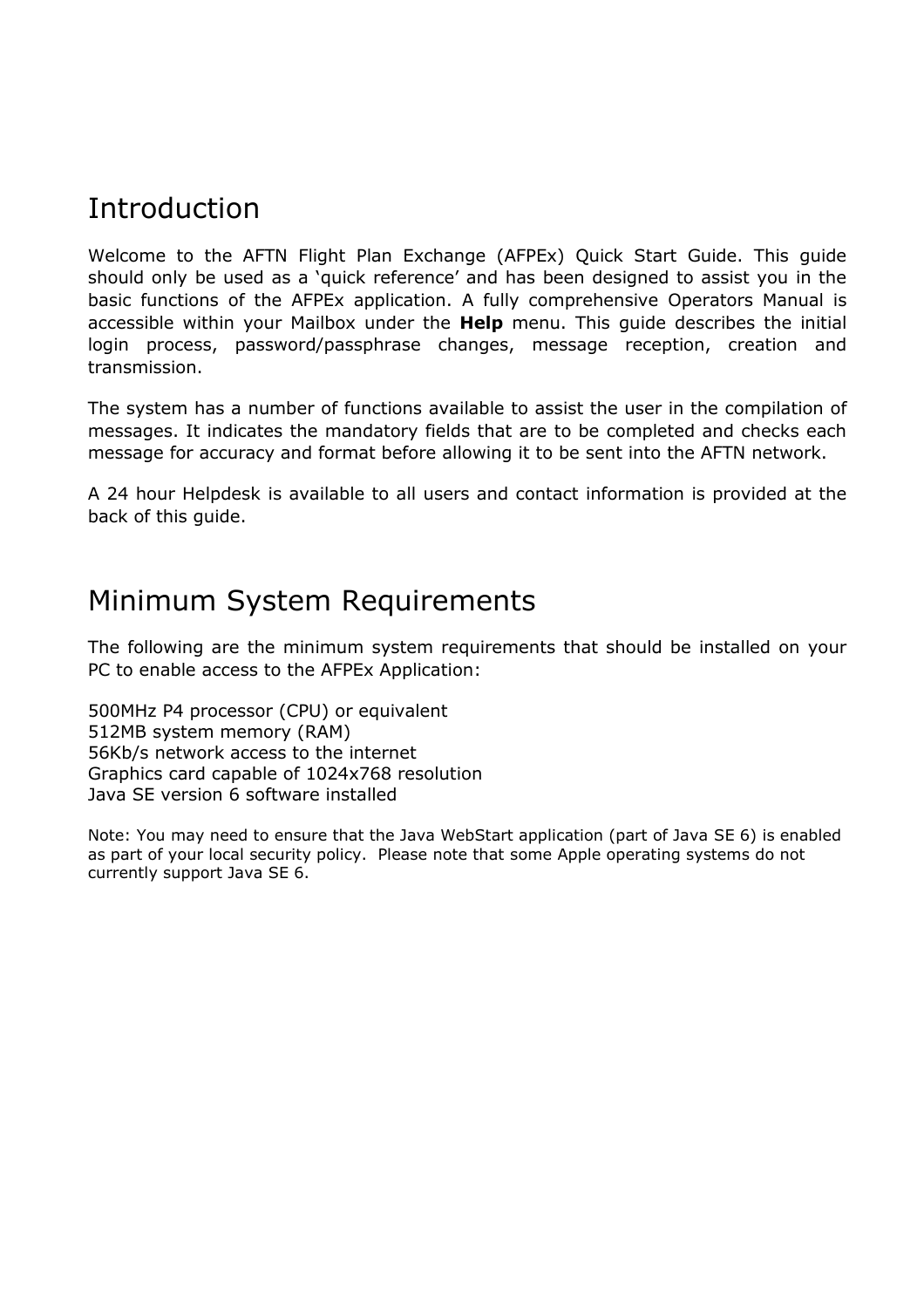# Introduction

Welcome to the AFTN Flight Plan Exchange (AFPEx) Quick Start Guide. This guide should only be used as a 'quick reference' and has been designed to assist you in the basic functions of the AFPEx application. A fully comprehensive Operators Manual is accessible within your Mailbox under the **Help** menu. This guide describes the initial login process, password/passphrase changes, message reception, creation and transmission.

The system has a number of functions available to assist the user in the compilation of messages. It indicates the mandatory fields that are to be completed and checks each message for accuracy and format before allowing it to be sent into the AFTN network.

A 24 hour Helpdesk is available to all users and contact information is provided at the back of this guide.

# Minimum System Requirements

The following are the minimum system requirements that should be installed on your PC to enable access to the AFPEx Application:

500MHz P4 processor (CPU) or equivalent
512MB system memory (RAM)
56Kb/s network access to the internet
Graphics card capable of 1024x768 resolution
Java SE version 6 software installed

Note: You may need to ensure that the Java WebStart application (part of Java SE 6) is enabled as part of your local security policy. Please note that some Apple operating systems do not currently support Java SE 6.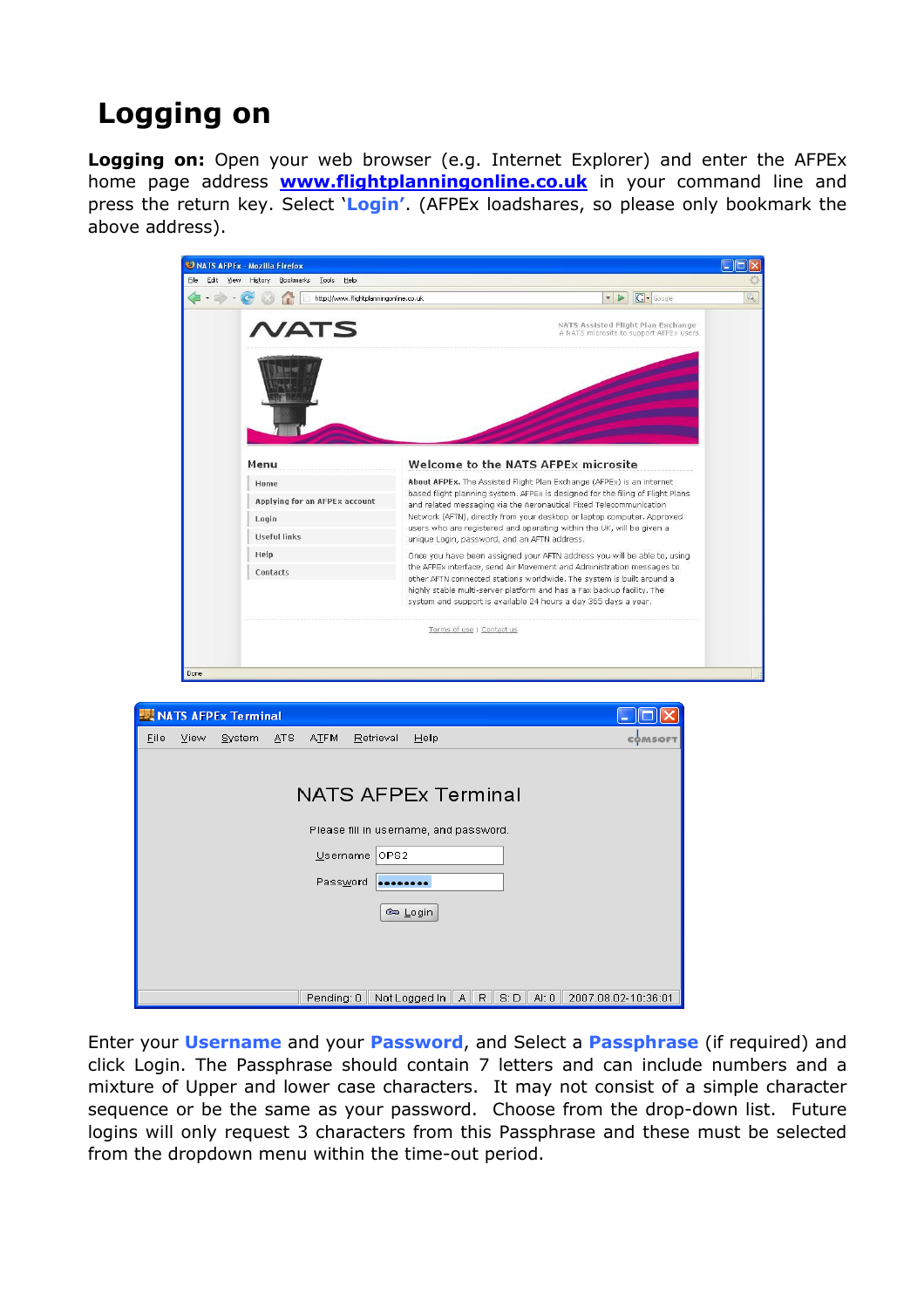# Logging on

**Logging on:** Open your web browser (e.g. Internet Explorer) and enter the AFPEx home page address **www.flightplanningonline.co.uk** in your command line and press the return key. Select '**Login**'. (AFPEx loadshares, so please only bookmark the above address).

Enter your **Username** and your **Password**, and Select a **Passphrase** (if required) and click Login. The Passphrase should contain 7 letters and can include numbers and a mixture of Upper and lower case characters. It may not consist of a simple character sequence or be the same as your password. Choose from the drop-down list. Future logins will only request 3 characters from this Passphrase and these must be selected from the dropdown menu within the time-out period.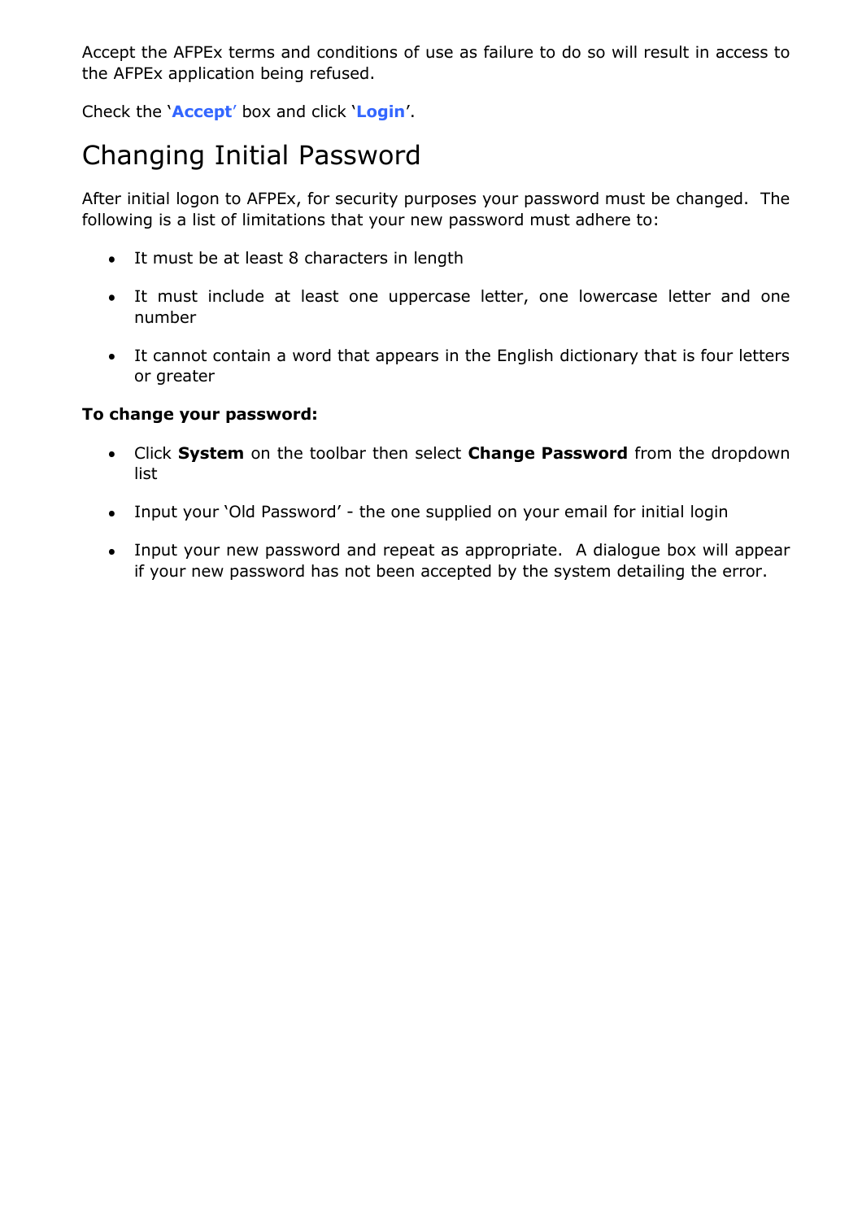Accept the AFPEx terms and conditions of use as failure to do so will result in access to the AFPEx application being refused.

Check the '**Accept**' box and click '**Login**'.

## Changing Initial Password

After initial logon to AFPEx, for security purposes your password must be changed. The following is a list of limitations that your new password must adhere to:

- It must be at least 8 characters in length
- It must include at least one uppercase letter, one lowercase letter and one number
- It cannot contain a word that appears in the English dictionary that is four letters or greater

**To change your password:**

- Click **System** on the toolbar then select **Change Password** from the dropdown list
- Input your 'Old Password' - the one supplied on your email for initial login
- Input your new password and repeat as appropriate. A dialogue box will appear if your new password has not been accepted by the system detailing the error.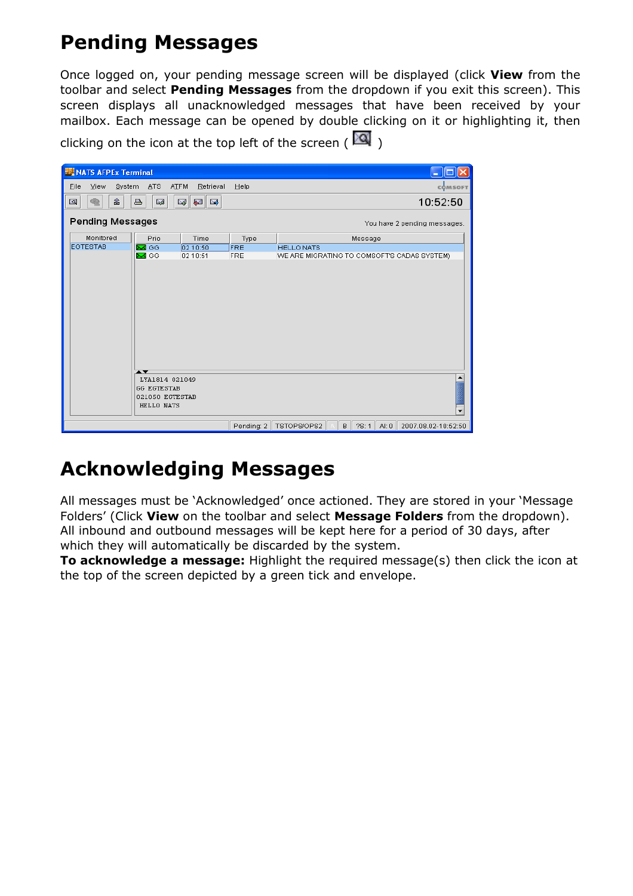# Pending Messages

Once logged on, your pending message screen will be displayed (click **View** from the toolbar and select **Pending Messages** from the dropdown if you exit this screen). This screen displays all unacknowledged messages that have been received by your mailbox. Each message can be opened by double clicking on it or highlighting it, then clicking on the icon at the top left of the screen ( )

# Acknowledging Messages

All messages must be 'Acknowledged' once actioned. They are stored in your 'Message Folders' (Click **View** on the toolbar and select **Message Folders** from the dropdown). All inbound and outbound messages will be kept here for a period of 30 days, after which they will automatically be discarded by the system.

**To acknowledge a message:** Highlight the required message(s) then click the icon at the top of the screen depicted by a green tick and envelope.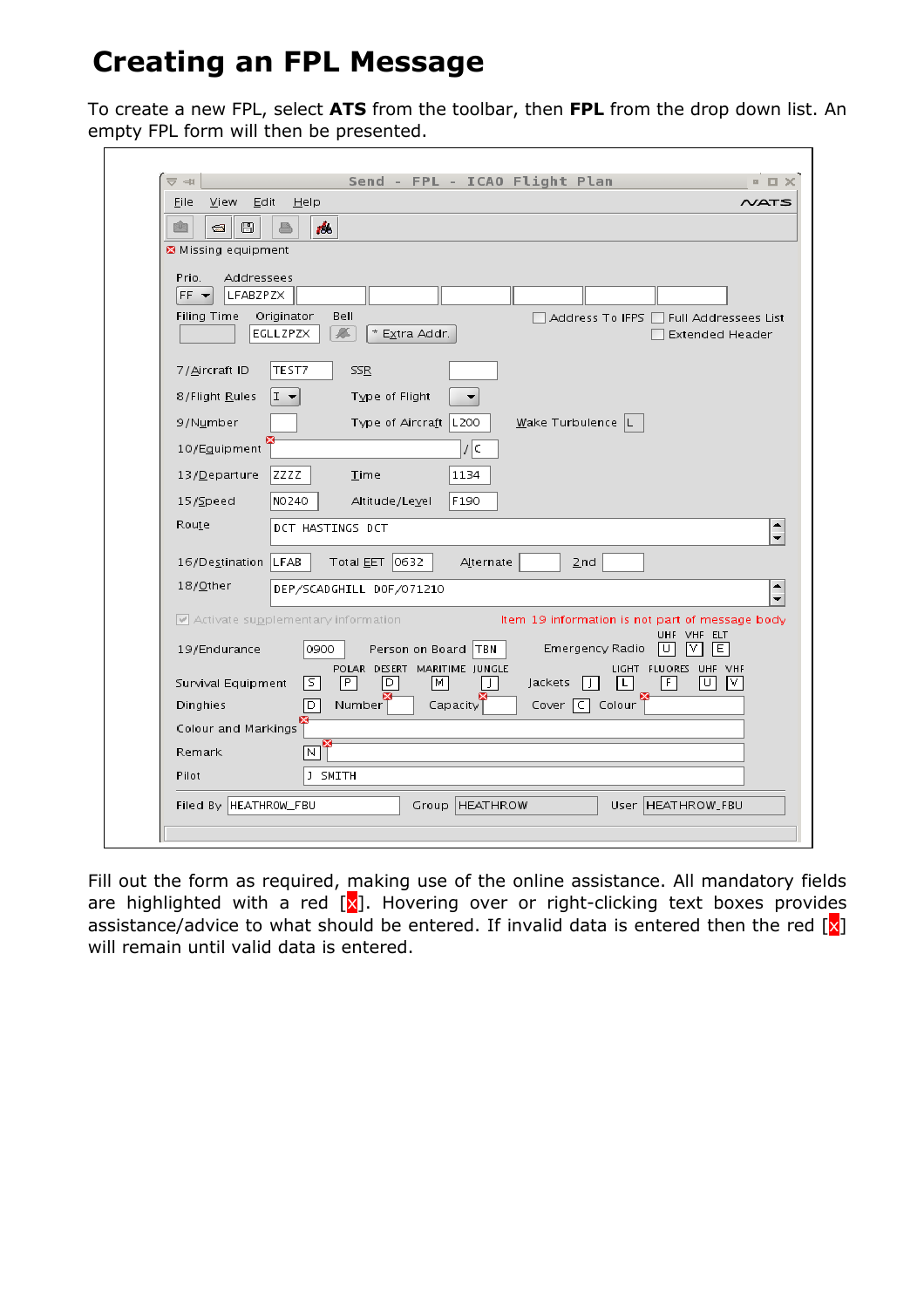# Creating an FPL Message

To create a new FPL, select **ATS** from the toolbar, then **FPL** from the drop down list. An empty FPL form will then be presented.

Fill out the form as required, making use of the online assistance. All mandatory fields are highlighted with a red [x]. Hovering over or right-clicking text boxes provides assistance/advice to what should be entered. If invalid data is entered then the red [x] will remain until valid data is entered.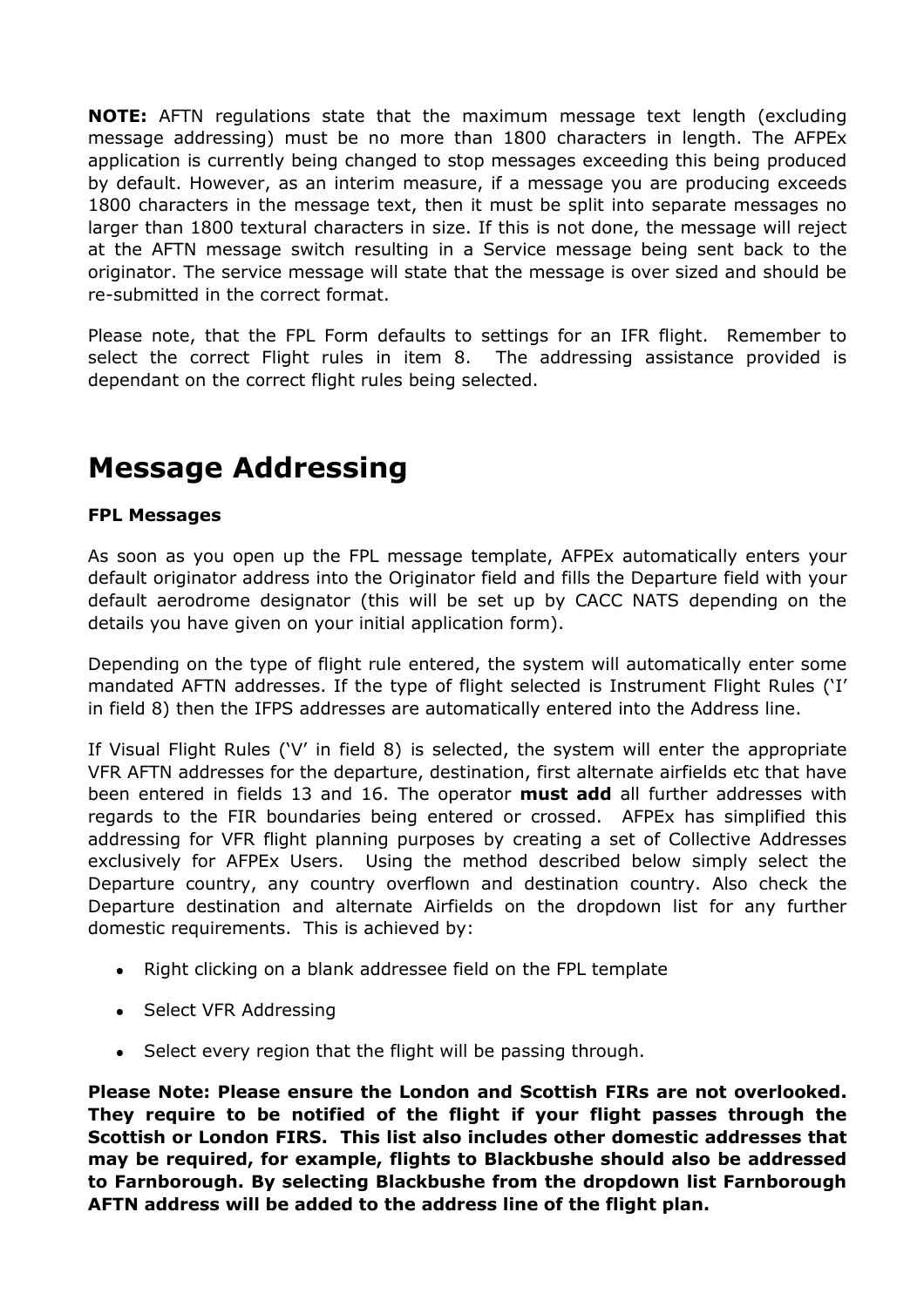**NOTE:** AFTN regulations state that the maximum message text length (excluding message addressing) must be no more than 1800 characters in length. The AFPEx application is currently being changed to stop messages exceeding this being produced by default. However, as an interim measure, if a message you are producing exceeds 1800 characters in the message text, then it must be split into separate messages no larger than 1800 textural characters in size. If this is not done, the message will reject at the AFTN message switch resulting in a Service message being sent back to the originator. The service message will state that the message is over sized and should be re-submitted in the correct format.

Please note, that the FPL Form defaults to settings for an IFR flight. Remember to select the correct Flight rules in item 8. The addressing assistance provided is dependant on the correct flight rules being selected.

# Message Addressing

**FPL Messages**

As soon as you open up the FPL message template, AFPEx automatically enters your default originator address into the Originator field and fills the Departure field with your default aerodrome designator (this will be set up by CACC NATS depending on the details you have given on your initial application form).

Depending on the type of flight rule entered, the system will automatically enter some mandated AFTN addresses. If the type of flight selected is Instrument Flight Rules ('I' in field 8) then the IFPS addresses are automatically entered into the Address line.

If Visual Flight Rules ('V' in field 8) is selected, the system will enter the appropriate VFR AFTN addresses for the departure, destination, first alternate airfields etc that have been entered in fields 13 and 16. The operator **must add** all further addresses with regards to the FIR boundaries being entered or crossed. AFPEx has simplified this addressing for VFR flight planning purposes by creating a set of Collective Addresses exclusively for AFPEx Users. Using the method described below simply select the Departure country, any country overflown and destination country. Also check the Departure destination and alternate Airfields on the dropdown list for any further domestic requirements. This is achieved by:

- Right clicking on a blank addressee field on the FPL template
- Select VFR Addressing
- Select every region that the flight will be passing through.

**Please Note: Please ensure the London and Scottish FIRs are not overlooked. They require to be notified of the flight if your flight passes through the Scottish or London FIRS. This list also includes other domestic addresses that may be required, for example, flights to Blackbushe should also be addressed to Farnborough. By selecting Blackbushe from the dropdown list Farnborough AFTN address will be added to the address line of the flight plan.**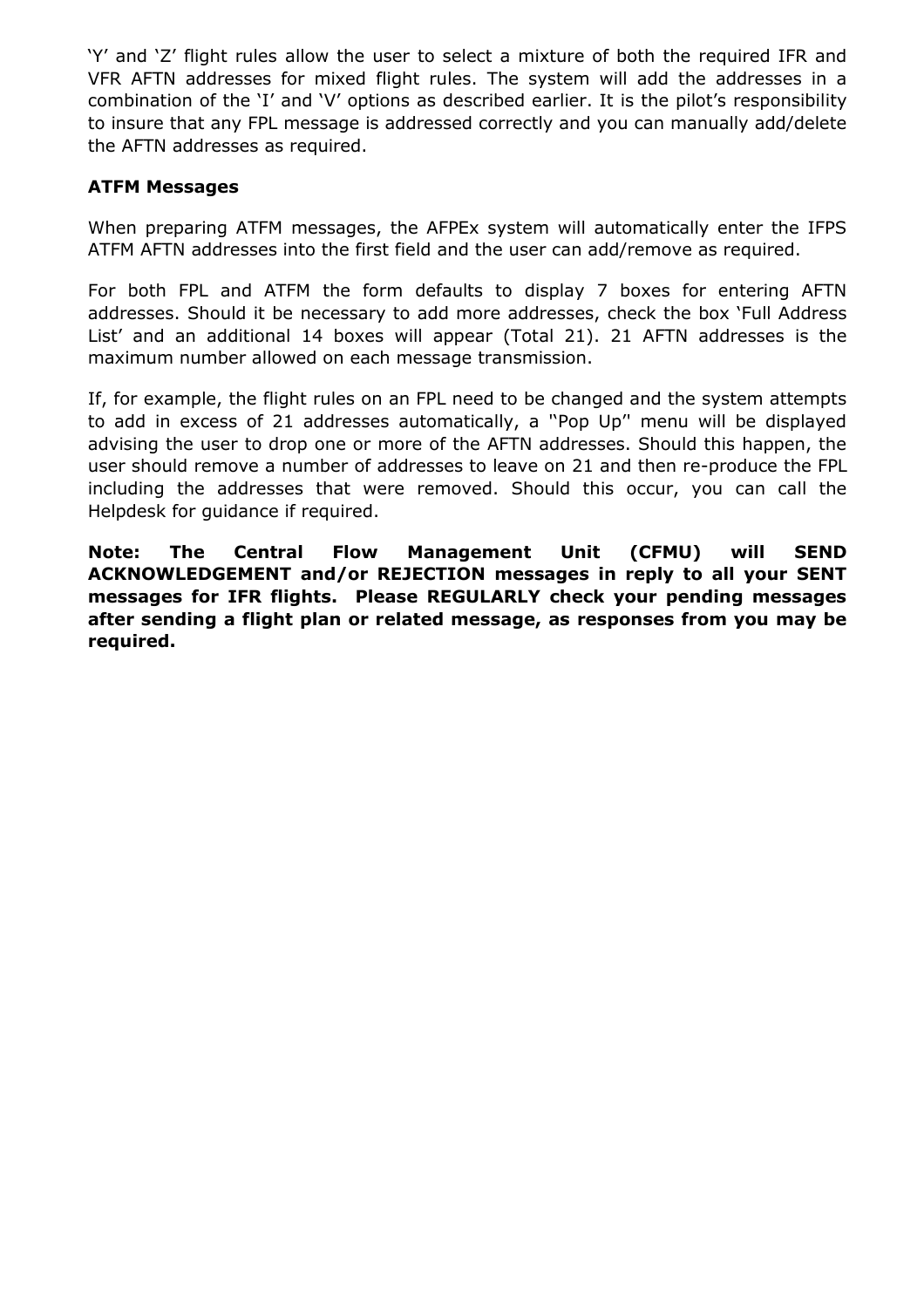'Y' and 'Z' flight rules allow the user to select a mixture of both the required IFR and VFR AFTN addresses for mixed flight rules. The system will add the addresses in a combination of the 'I' and 'V' options as described earlier. It is the pilot's responsibility to insure that any FPL message is addressed correctly and you can manually add/delete the AFTN addresses as required.

**ATFM Messages**

When preparing ATFM messages, the AFPEx system will automatically enter the IFPS ATFM AFTN addresses into the first field and the user can add/remove as required.

For both FPL and ATFM the form defaults to display 7 boxes for entering AFTN addresses. Should it be necessary to add more addresses, check the box 'Full Address List' and an additional 14 boxes will appear (Total 21). 21 AFTN addresses is the maximum number allowed on each message transmission.

If, for example, the flight rules on an FPL need to be changed and the system attempts to add in excess of 21 addresses automatically, a "Pop Up" menu will be displayed advising the user to drop one or more of the AFTN addresses. Should this happen, the user should remove a number of addresses to leave on 21 and then re-produce the FPL including the addresses that were removed. Should this occur, you can call the Helpdesk for guidance if required.

**Note: The Central Flow Management Unit (CFMU) will SEND ACKNOWLEDGEMENT and/or REJECTION messages in reply to all your SENT messages for IFR flights. Please REGULARLY check your pending messages after sending a flight plan or related message, as responses from you may be required.**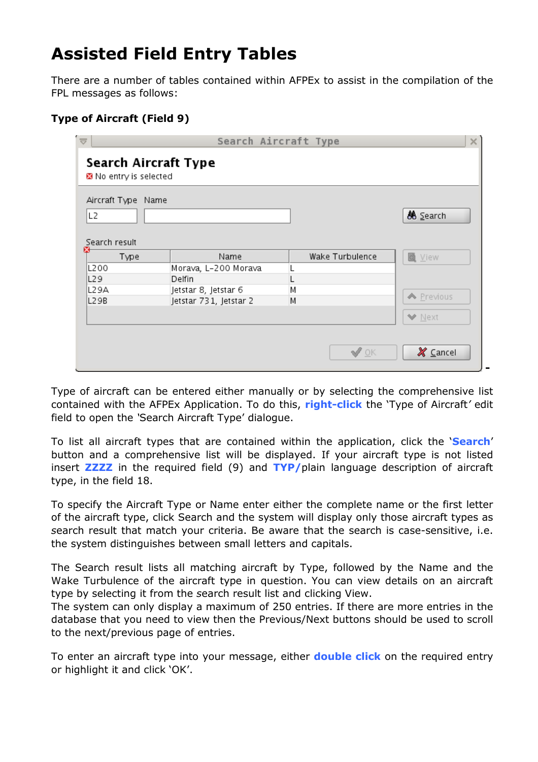# Assisted Field Entry Tables

There are a number of tables contained within AFPEx to assist in the compilation of the FPL messages as follows:

### Type of Aircraft (Field 9)

**Search Aircraft Type**

No entry is selected

Aircraft Type: L2  Name:

Search result

| Type | Name | Wake Turbulence |
| --- | --- | --- |
| L200 | Morava, L-200 Morava | L |
| L29 | Delfin | L |
| L29A | Jetstar 8, Jetstar 6 | M |
| L29B | Jetstar 731, Jetstar 2 | M |

Search | View | Previous | Next | OK | Cancel

Type of aircraft can be entered either manually or by selecting the comprehensive list contained with the AFPEx Application. To do this, **right-click** the 'Type of Aircraft' edit field to open the 'Search Aircraft Type' dialogue.

To list all aircraft types that are contained within the application, click the '**Search**' button and a comprehensive list will be displayed. If your aircraft type is not listed insert **ZZZZ** in the required field (9) and **TYP/**plain language description of aircraft type, in the field 18.

To specify the Aircraft Type or Name enter either the complete name or the first letter of the aircraft type, click Search and the system will display only those aircraft types as search result that match your criteria. Be aware that the search is case-sensitive, i.e. the system distinguishes between small letters and capitals.

The Search result lists all matching aircraft by Type, followed by the Name and the Wake Turbulence of the aircraft type in question. You can view details on an aircraft type by selecting it from the search result list and clicking View.
The system can only display a maximum of 250 entries. If there are more entries in the database that you need to view then the Previous/Next buttons should be used to scroll to the next/previous page of entries.

To enter an aircraft type into your message, either **double click** on the required entry or highlight it and click 'OK'.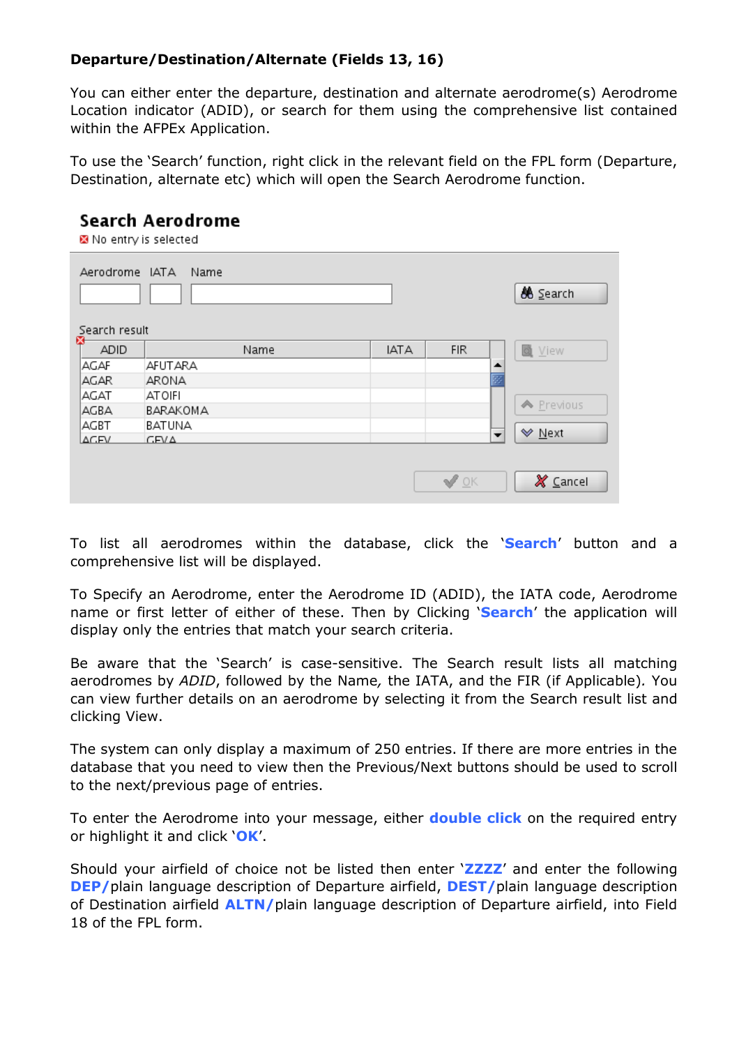**Departure/Destination/Alternate (Fields 13, 16)**

You can either enter the departure, destination and alternate aerodrome(s) Aerodrome Location indicator (ADID), or search for them using the comprehensive list contained within the AFPEx Application.

To use the 'Search' function, right click in the relevant field on the FPL form (Departure, Destination, alternate etc) which will open the Search Aerodrome function.

**Search Aerodrome**

No entry is selected

Aerodrome IATA Name

Search

Search result

| ADID | Name | IATA | FIR |
|---|---|---|---|
| AGAF | AFUTARA | | |
| AGAR | ARONA | | |
| AGAT | ATOIFI | | |
| AGBA | BARAKOMA | | |
| AGBT | BATUNA | | |
| AGEV | GEVA | | |

View

Previous

Next

OK

Cancel

To list all aerodromes within the database, click the '**Search**' button and a comprehensive list will be displayed.

To Specify an Aerodrome, enter the Aerodrome ID (ADID), the IATA code, Aerodrome name or first letter of either of these. Then by Clicking '**Search**' the application will display only the entries that match your search criteria.

Be aware that the 'Search' is case-sensitive. The Search result lists all matching aerodromes by *ADID*, followed by the Name*,* the IATA, and the FIR (if Applicable). You can view further details on an aerodrome by selecting it from the Search result list and clicking View.

The system can only display a maximum of 250 entries. If there are more entries in the database that you need to view then the Previous/Next buttons should be used to scroll to the next/previous page of entries.

To enter the Aerodrome into your message, either **double click** on the required entry or highlight it and click '**OK**'.

Should your airfield of choice not be listed then enter '**ZZZZ**' and enter the following **DEP/**plain language description of Departure airfield, **DEST/**plain language description of Destination airfield **ALTN/**plain language description of Departure airfield, into Field 18 of the FPL form.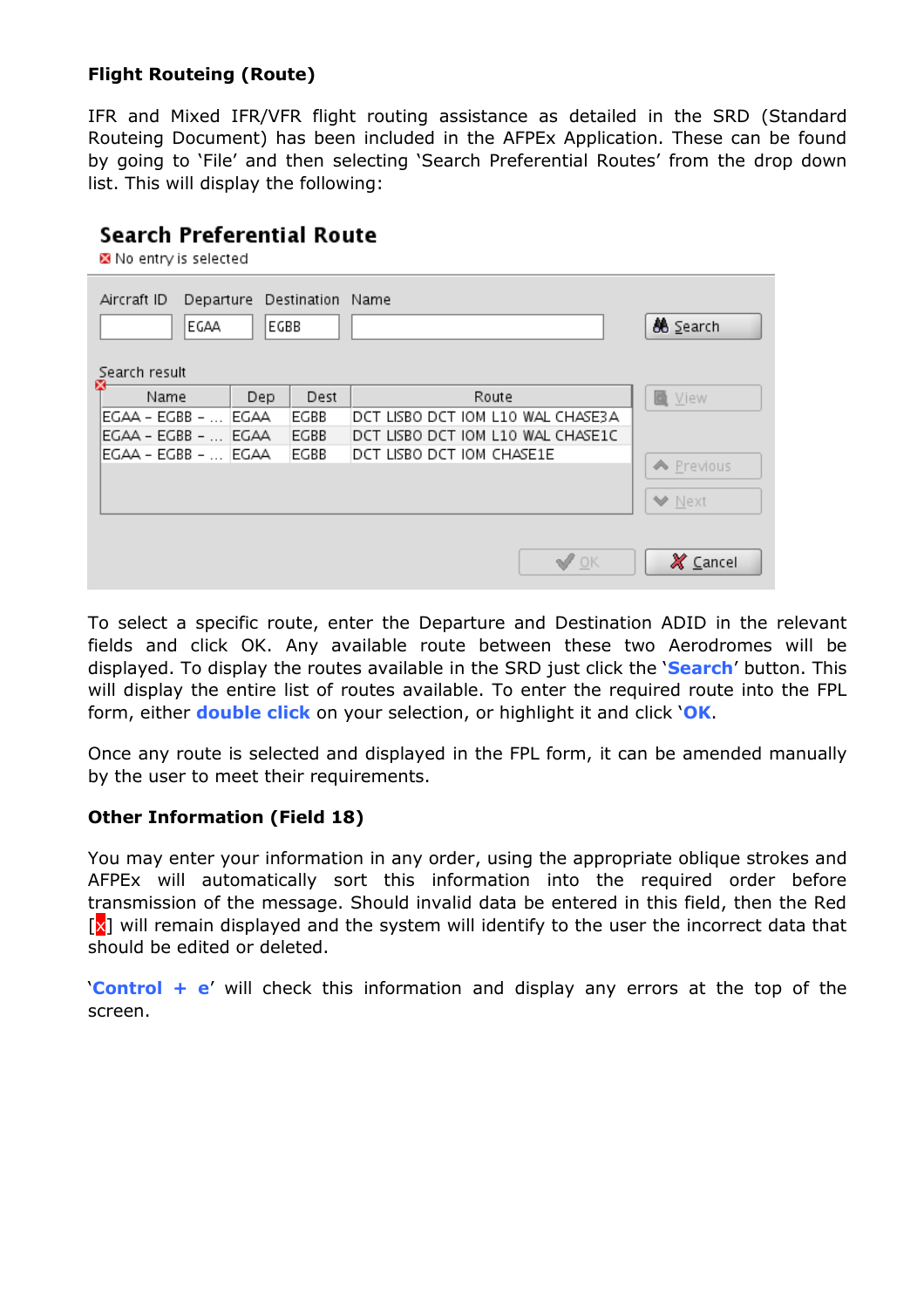**Flight Routeing (Route)**

IFR and Mixed IFR/VFR flight routing assistance as detailed in the SRD (Standard Routeing Document) has been included in the AFPEx Application. These can be found by going to 'File' and then selecting 'Search Preferential Routes' from the drop down list. This will display the following:

**Search Preferential Route**

No entry is selected

Aircraft ID | Departure: EGAA | Destination: EGBB | Name | Search

Search result

| Name | Dep | Dest | Route |
|---|---|---|---|
| EGAA - EGBB - ... | EGAA | EGBB | DCT LISBO DCT IOM L10 WAL CHASE3A |
| EGAA - EGBB - ... | EGAA | EGBB | DCT LISBO DCT IOM L10 WAL CHASE1C |
| EGAA - EGBB - ... | EGAA | EGBB | DCT LISBO DCT IOM CHASE1E |

View | Previous | Next | OK | Cancel

To select a specific route, enter the Departure and Destination ADID in the relevant fields and click OK. Any available route between these two Aerodromes will be displayed. To display the routes available in the SRD just click the '**Search**' button. This will display the entire list of routes available. To enter the required route into the FPL form, either **double click** on your selection, or highlight it and click '**OK**.

Once any route is selected and displayed in the FPL form, it can be amended manually by the user to meet their requirements.

**Other Information (Field 18)**

You may enter your information in any order, using the appropriate oblique strokes and AFPEx will automatically sort this information into the required order before transmission of the message. Should invalid data be entered in this field, then the Red [x] will remain displayed and the system will identify to the user the incorrect data that should be edited or deleted.

'**Control + e**' will check this information and display any errors at the top of the screen.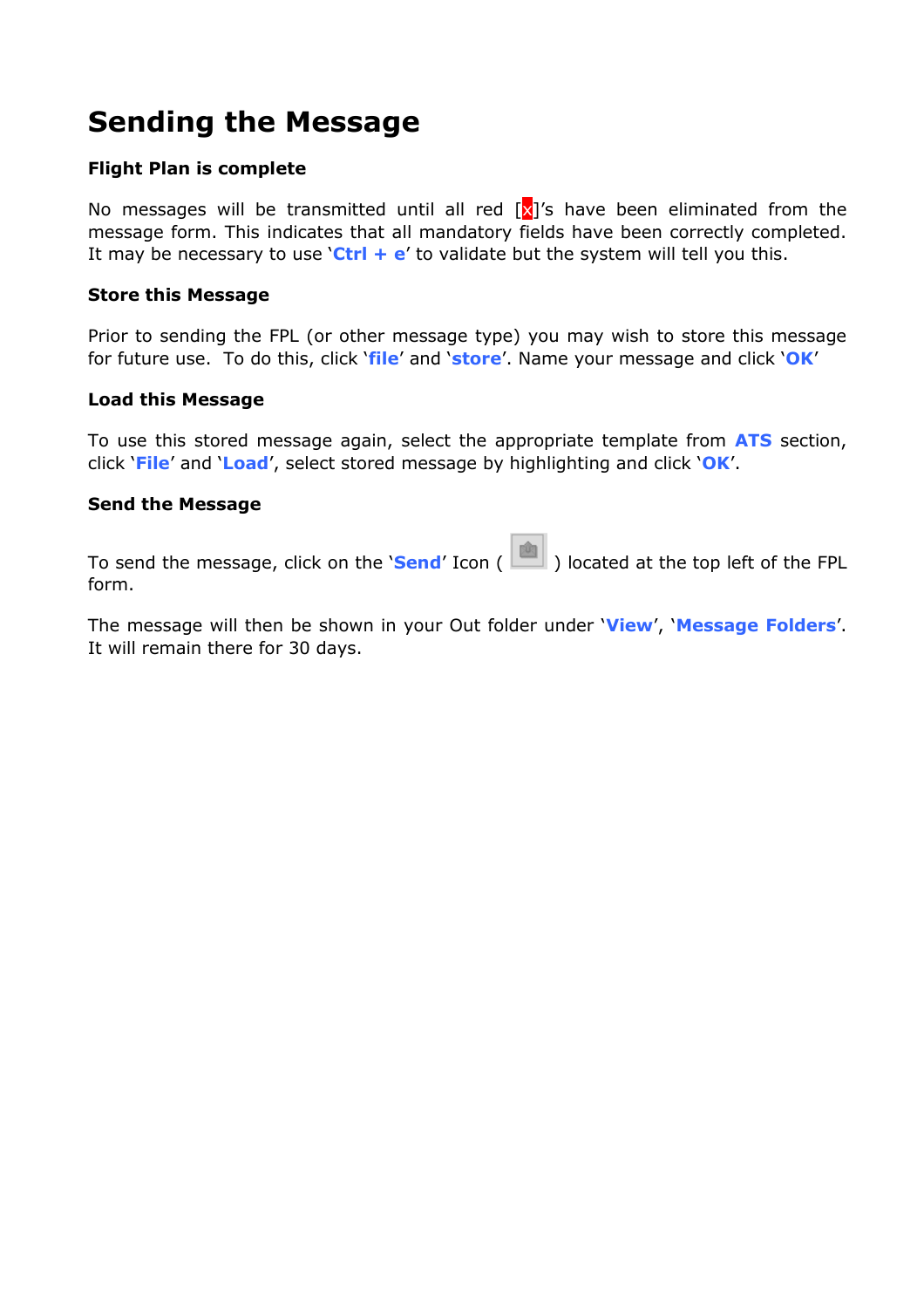# Sending the Message

### Flight Plan is complete

No messages will be transmitted until all red [x]'s have been eliminated from the message form. This indicates that all mandatory fields have been correctly completed. It may be necessary to use '**Ctrl + e**' to validate but the system will tell you this.

### Store this Message

Prior to sending the FPL (or other message type) you may wish to store this message for future use. To do this, click '**file**' and '**store**'. Name your message and click '**OK**'

### Load this Message

To use this stored message again, select the appropriate template from **ATS** section, click '**File**' and '**Load**', select stored message by highlighting and click '**OK**'.

### Send the Message

To send the message, click on the '**Send**' Icon ( ) located at the top left of the FPL form.

The message will then be shown in your Out folder under '**View**', '**Message Folders**'. It will remain there for 30 days.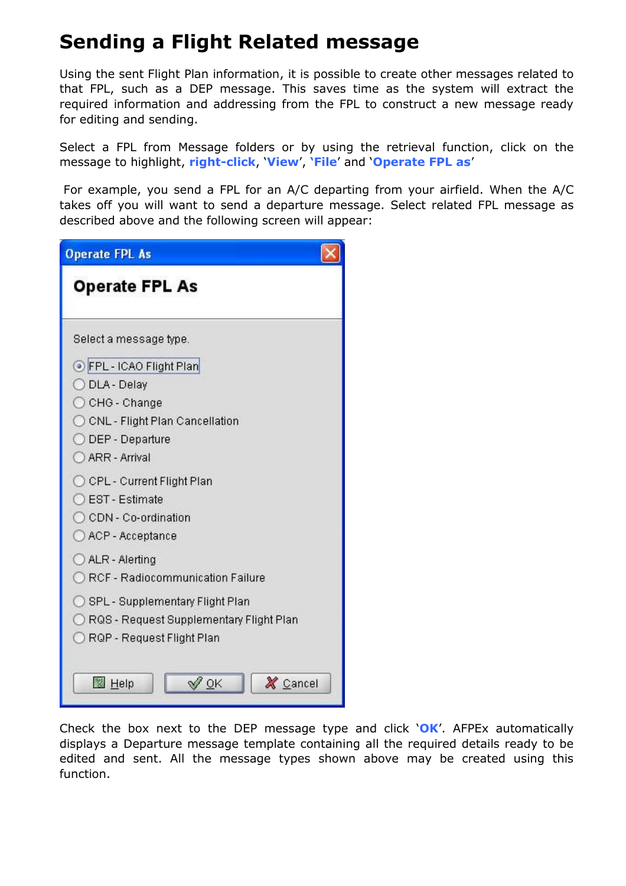# Sending a Flight Related message

Using the sent Flight Plan information, it is possible to create other messages related to that FPL, such as a DEP message. This saves time as the system will extract the required information and addressing from the FPL to construct a new message ready for editing and sending.

Select a FPL from Message folders or by using the retrieval function, click on the message to highlight, **right-click**, '**View**', '**File**' and '**Operate FPL as**'

For example, you send a FPL for an A/C departing from your airfield. When the A/C takes off you will want to send a departure message. Select related FPL message as described above and the following screen will appear:

Operate FPL As

**Operate FPL As**

Select a message type.

- FPL - ICAO Flight Plan
- DLA - Delay
- CHG - Change
- CNL - Flight Plan Cancellation
- DEP - Departure
- ARR - Arrival
- CPL - Current Flight Plan
- EST - Estimate
- CDN - Co-ordination
- ACP - Acceptance
- ALR - Alerting
- RCF - Radiocommunication Failure
- SPL - Supplementary Flight Plan
- RQS - Request Supplementary Flight Plan
- RQP - Request Flight Plan

Help | OK | Cancel

Check the box next to the DEP message type and click '**OK**'. AFPEx automatically displays a Departure message template containing all the required details ready to be edited and sent. All the message types shown above may be created using this function.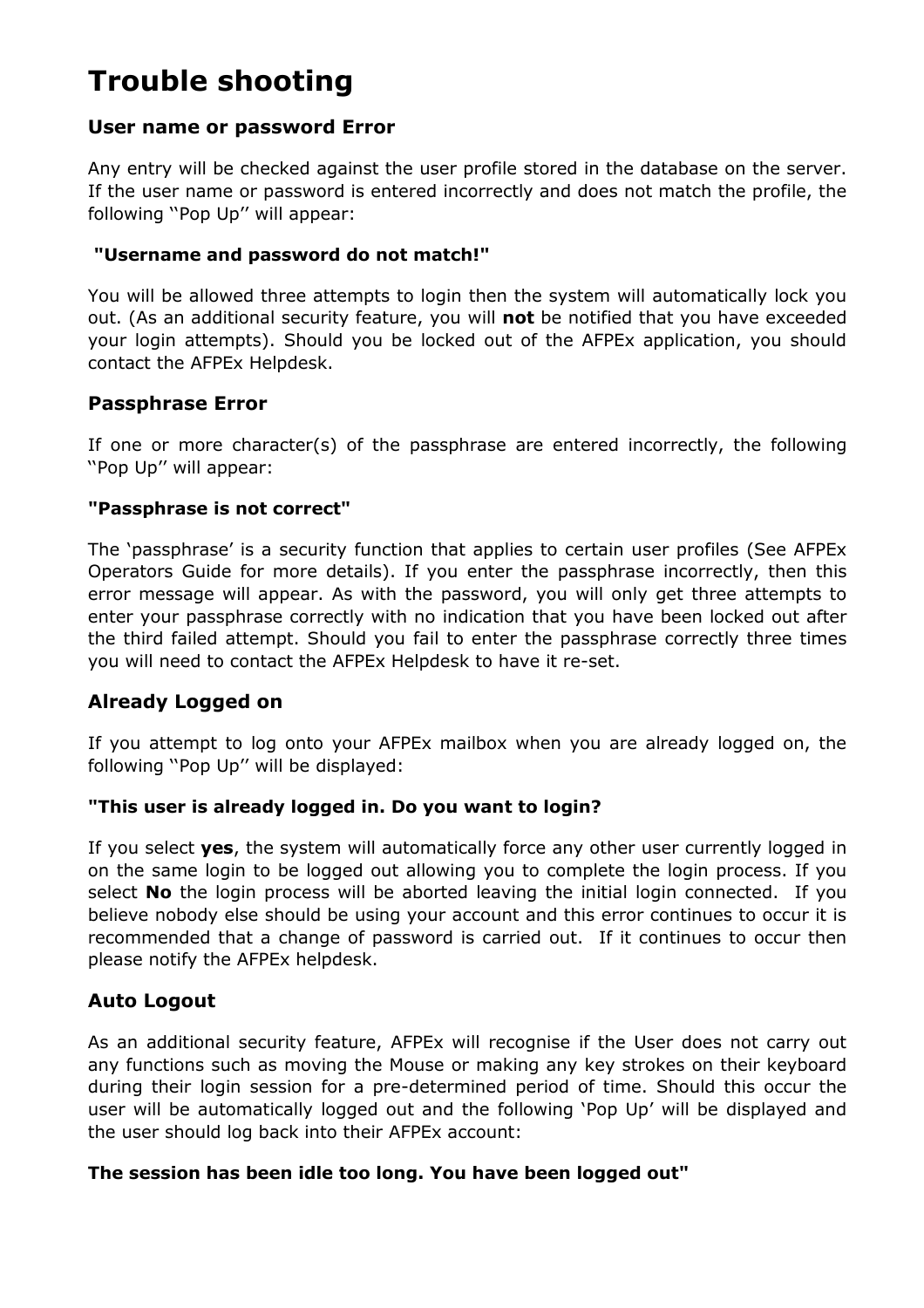# Trouble shooting

### User name or password Error

Any entry will be checked against the user profile stored in the database on the server. If the user name or password is entered incorrectly and does not match the profile, the following ‘’Pop Up’’ will appear:

**"Username and password do not match!"**

You will be allowed three attempts to login then the system will automatically lock you out. (As an additional security feature, you will **not** be notified that you have exceeded your login attempts). Should you be locked out of the AFPEx application, you should contact the AFPEx Helpdesk.

## Passphrase Error

If one or more character(s) of the passphrase are entered incorrectly, the following ‘’Pop Up’’ will appear:

**"Passphrase is not correct"**

The ‘passphrase’ is a security function that applies to certain user profiles (See AFPEx Operators Guide for more details). If you enter the passphrase incorrectly, then this error message will appear. As with the password, you will only get three attempts to enter your passphrase correctly with no indication that you have been locked out after the third failed attempt. Should you fail to enter the passphrase correctly three times you will need to contact the AFPEx Helpdesk to have it re-set.

## Already Logged on

If you attempt to log onto your AFPEx mailbox when you are already logged on, the following ‘’Pop Up’’ will be displayed:

**"This user is already logged in. Do you want to login?**

If you select **yes**, the system will automatically force any other user currently logged in on the same login to be logged out allowing you to complete the login process. If you select **No** the login process will be aborted leaving the initial login connected. If you believe nobody else should be using your account and this error continues to occur it is recommended that a change of password is carried out. If it continues to occur then please notify the AFPEx helpdesk.

## Auto Logout

As an additional security feature, AFPEx will recognise if the User does not carry out any functions such as moving the Mouse or making any key strokes on their keyboard during their login session for a pre-determined period of time. Should this occur the user will be automatically logged out and the following ‘Pop Up’ will be displayed and the user should log back into their AFPEx account:

**The session has been idle too long. You have been logged out"**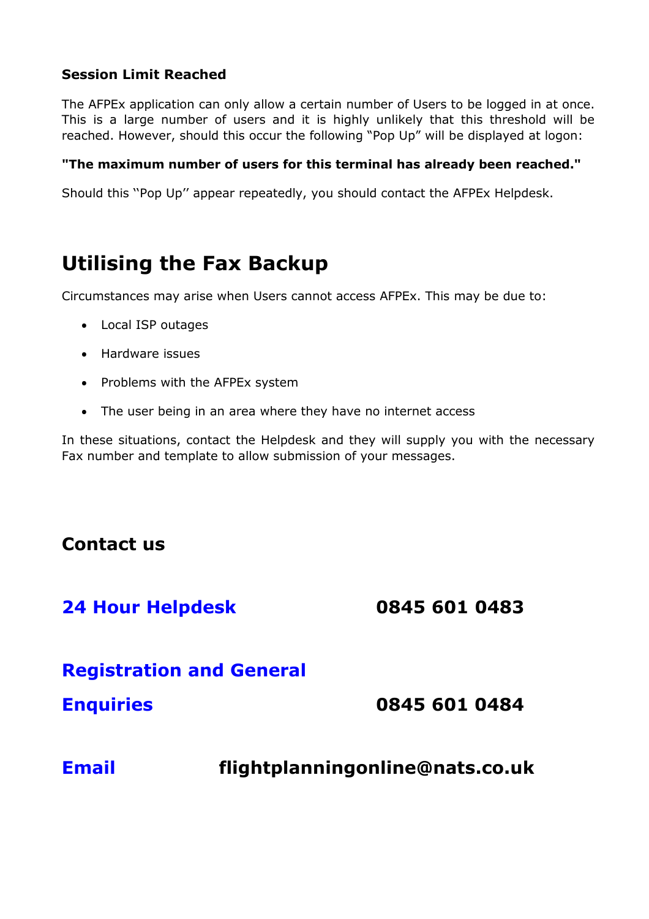**Session Limit Reached**

The AFPEx application can only allow a certain number of Users to be logged in at once. This is a large number of users and it is highly unlikely that this threshold will be reached. However, should this occur the following "Pop Up" will be displayed at logon:

**"The maximum number of users for this terminal has already been reached."**

Should this ''Pop Up'' appear repeatedly, you should contact the AFPEx Helpdesk.

# Utilising the Fax Backup

Circumstances may arise when Users cannot access AFPEx. This may be due to:

- Local ISP outages
- Hardware issues
- Problems with the AFPEx system
- The user being in an area where they have no internet access

In these situations, contact the Helpdesk and they will supply you with the necessary Fax number and template to allow submission of your messages.

## Contact us

**24 Hour Helpdesk** **0845 601 0483**

**Registration and General Enquiries** **0845 601 0484**

**Email** **flightplanningonline@nats.co.uk**